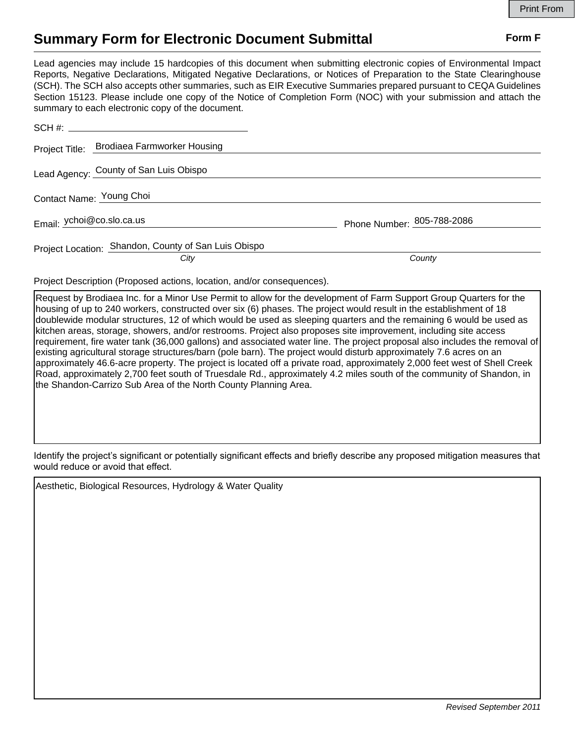Print From

# Summary Form for Electronic Document Submittal

**Form F**

Lead agencies may include 15 hardcopies of this document when submitting electronic copies of Environmental Impact Reports, Negative Declarations, Mitigated Negative Declarations, or Notices of Preparation to the State Clearinghouse (SCH). The SCH also accepts other summaries, such as EIR Executive Summaries prepared pursuant to CEQA Guidelines Section 15123. Please include one copy of the Notice of Completion Form (NOC) with your submission and attach the summary to each electronic copy of the document.

SCH #: ____________________

Project Title: Brodiaea Farmworker Housing

Lead Agency: County of San Luis Obispo

Contact Name: Young Choi

Email: ychoi@co.slo.ca.us

Phone Number: 805-788-2086

Project Location: Shandon, County of San Luis Obispo

*City* *County*

Project Description (Proposed actions, location, and/or consequences).

Request by Brodiaea Inc. for a Minor Use Permit to allow for the development of Farm Support Group Quarters for the housing of up to 240 workers, constructed over six (6) phases. The project would result in the establishment of 18 doublewide modular structures, 12 of which would be used as sleeping quarters and the remaining 6 would be used as kitchen areas, storage, showers, and/or restrooms. Project also proposes site improvement, including site access requirement, fire water tank (36,000 gallons) and associated water line. The project proposal also includes the removal of existing agricultural storage structures/barn (pole barn). The project would disturb approximately 7.6 acres on an approximately 46.6-acre property. The project is located off a private road, approximately 2,000 feet west of Shell Creek Road, approximately 2,700 feet south of Truesdale Rd., approximately 4.2 miles south of the community of Shandon, in the Shandon-Carrizo Sub Area of the North County Planning Area.

Identify the project's significant or potentially significant effects and briefly describe any proposed mitigation measures that would reduce or avoid that effect.

Aesthetic, Biological Resources, Hydrology & Water Quality

*Revised September 2011*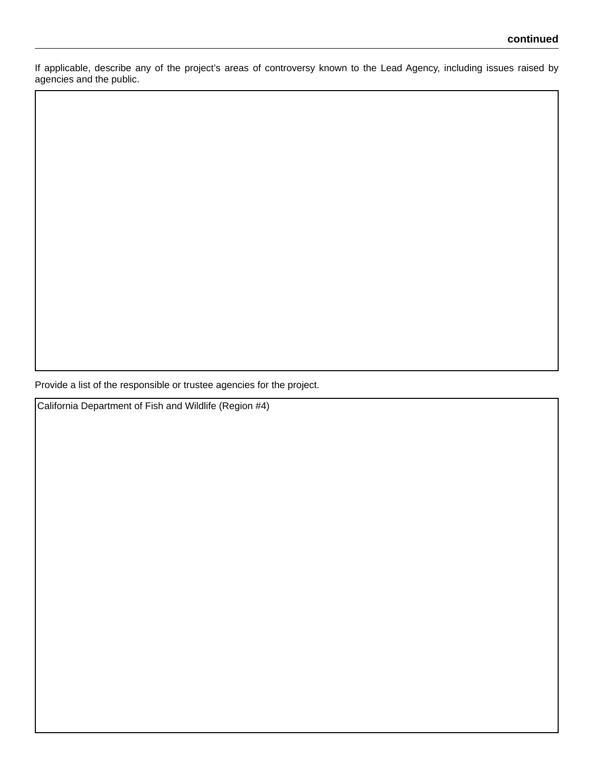**continued**

If applicable, describe any of the project's areas of controversy known to the Lead Agency, including issues raised by agencies and the public.

Provide a list of the responsible or trustee agencies for the project.

California Department of Fish and Wildlife (Region #4)